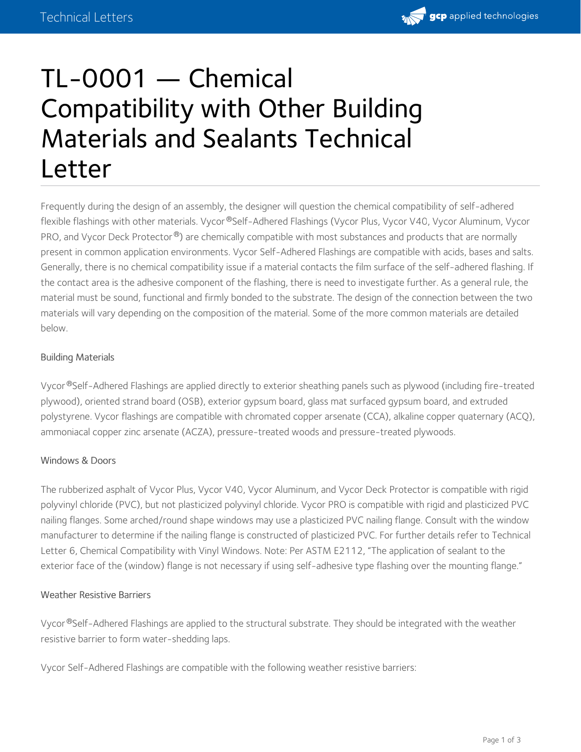# TL-0001 — Chemical Compatibility with Other Building Materials and Sealants Technical Letter

Frequently during the design of an assembly, the designer will question the chemical compatibility of self-adhered flexible flashings with other materials. Vycor®Self-Adhered Flashings (Vycor Plus, Vycor V40, Vycor Aluminum, Vycor PRO, and Vycor Deck Protector®) are chemically compatible with most substances and products that are normally present in common application environments. Vycor Self-Adhered Flashings are compatible with acids, bases and salts. Generally, there is no chemical compatibility issue if a material contacts the film surface of the self-adhered flashing. If the contact area is the adhesive component of the flashing, there is need to investigate further. As a general rule, the material must be sound, functional and firmly bonded to the substrate. The design of the connection between the two materials will vary depending on the composition of the material. Some of the more common materials are detailed below.

## Building Materials

Vycor®Self-Adhered Flashings are applied directly to exterior sheathing panels such as plywood (including fire-treated plywood), oriented strand board (OSB), exterior gypsum board, glass mat surfaced gypsum board, and extruded polystyrene. Vycor flashings are compatible with chromated copper arsenate (CCA), alkaline copper quaternary (ACQ), ammoniacal copper zinc arsenate (ACZA), pressure-treated woods and pressure-treated plywoods.

## Windows & Doors

The rubberized asphalt of Vycor Plus, Vycor V40, Vycor Aluminum, and Vycor Deck Protector is compatible with rigid polyvinyl chloride (PVC), but not plasticized polyvinyl chloride. Vycor PRO is compatible with rigid and plasticized PVC nailing flanges. Some arched/round shape windows may use a plasticized PVC nailing flange. Consult with the window manufacturer to determine if the nailing flange is constructed of plasticized PVC. For further details refer to Technical Letter 6, Chemical Compatibility with Vinyl Windows. Note: Per ASTM E2112, "The application of sealant to the exterior face of the (window) flange is not necessary if using self-adhesive type flashing over the mounting flange."

## Weather Resistive Barriers

Vycor®Self-Adhered Flashings are applied to the structural substrate. They should be integrated with the weather resistive barrier to form water-shedding laps.

Vycor Self-Adhered Flashings are compatible with the following weather resistive barriers: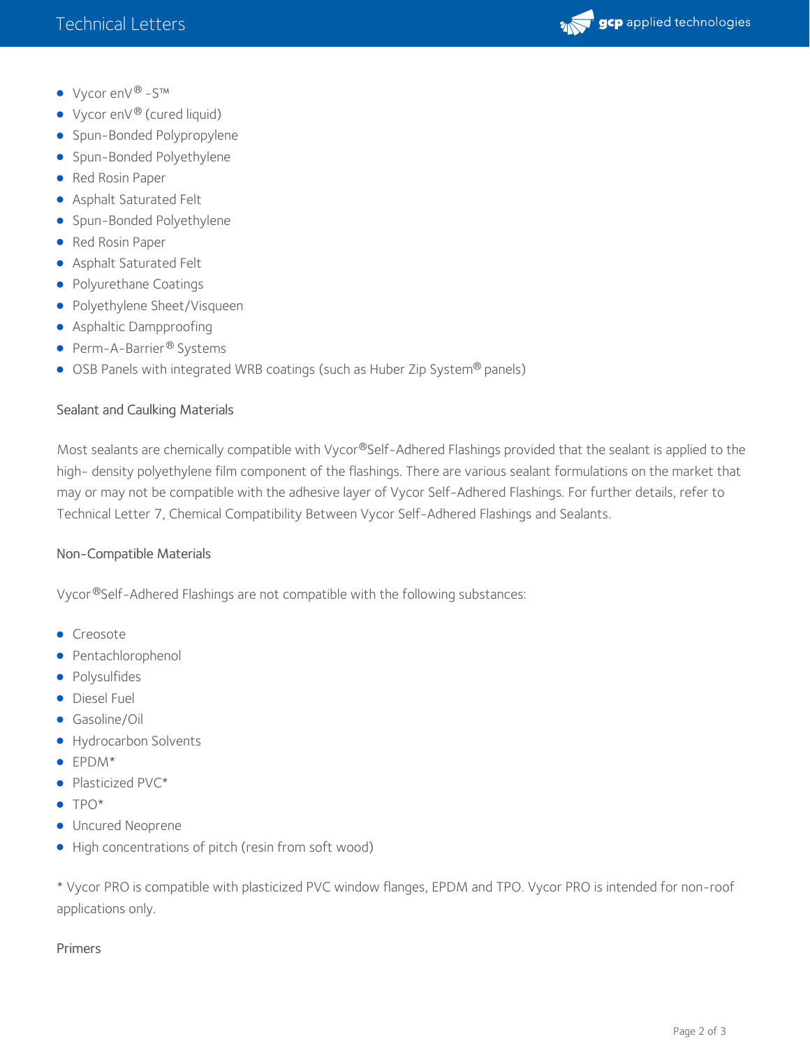- Vycor enV® -S™
- Vycor enV® (cured liquid)
- Spun-Bonded Polypropylene
- Spun-Bonded Polyethylene
- Red Rosin Paper
- Asphalt Saturated Felt
- Spun-Bonded Polyethylene
- Red Rosin Paper
- Asphalt Saturated Felt
- Polyurethane Coatings
- Polyethylene Sheet/Visqueen
- Asphaltic Dampproofing
- Perm-A-Barrier® Systems
- OSB Panels with integrated WRB coatings (such as Huber Zip System® panels)

### Sealant and Caulking Materials

Most sealants are chemically compatible with Vycor®Self-Adhered Flashings provided that the sealant is applied to the high- density polyethylene film component of the flashings. There are various sealant formulations on the market that may or may not be compatible with the adhesive layer of Vycor Self-Adhered Flashings. For further details, refer to Technical Letter 7, Chemical Compatibility Between Vycor Self-Adhered Flashings and Sealants.

### Non-Compatible Materials

Vycor®Self-Adhered Flashings are not compatible with the following substances:

- Creosote
- Pentachlorophenol
- Polysulfides
- Diesel Fuel
- Gasoline/Oil
- Hydrocarbon Solvents
- EPDM*
- Plasticized PVC*
- TPO*
- Uncured Neoprene
- High concentrations of pitch (resin from soft wood)

* Vycor PRO is compatible with plasticized PVC window flanges, EPDM and TPO. Vycor PRO is intended for non-roof applications only.

### Primers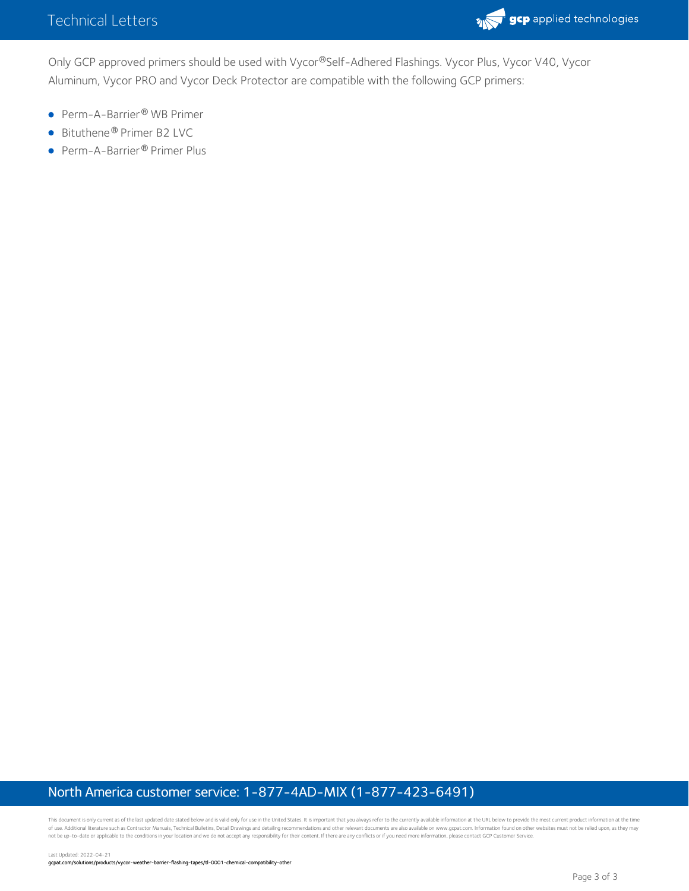Only GCP approved primers should be used with Vycor®Self-Adhered Flashings. Vycor Plus, Vycor V40, Vycor Aluminum, Vycor PRO and Vycor Deck Protector are compatible with the following GCP primers:

- Perm-A-Barrier® WB Primer
- Bituthene® Primer B2 LVC
- Perm-A-Barrier® Primer Plus

North America customer service: 1-877-4AD-MIX (1-877-423-6491)

This document is only current as of the last updated date stated below and is valid only for use in the United States. It is important that you always refer to the currently available information at the URL below to provide the most current product information at the time of use. Additional literature such as Contractor Manuals, Technical Bulletins, Detail Drawings and detailing recommendations and other relevant documents are also available on www.gcpat.com. Information found on other websites must not be relied upon, as they may not be up-to-date or applicable to the conditions in your location and we do not accept any responsibility for their content. If there are any conflicts or if you need more information, please contact GCP Customer Service.

Last Updated: 2022-04-21
gcpat.com/solutions/products/vycor-weather-barrier-flashing-tapes/tl-0001-chemical-compatibility-other